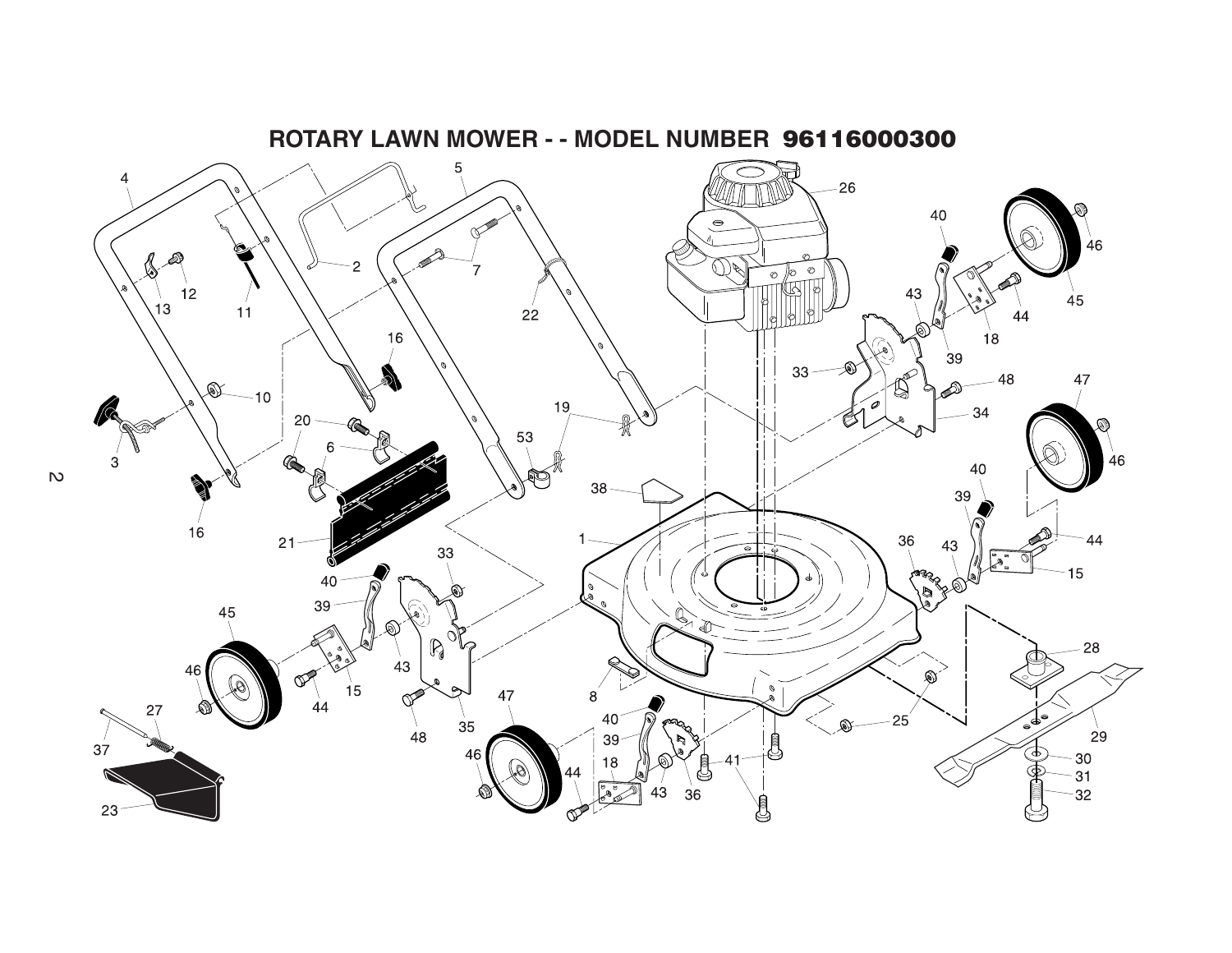# ROTARY LAWN MOWER - - MODEL NUMBER 96116000300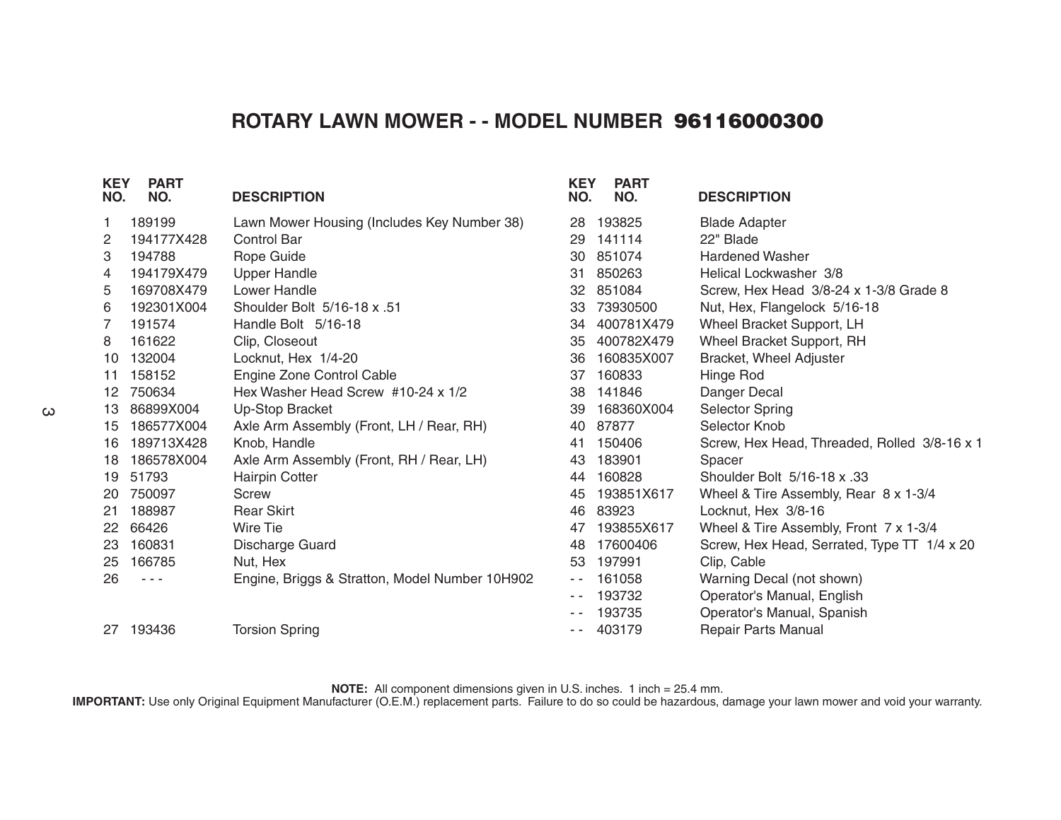# ROTARY LAWN MOWER - - MODEL NUMBER 96116000300

| KEY NO. | PART NO. | DESCRIPTION |
|---|---|---|
| 1 | 189199 | Lawn Mower Housing (Includes Key Number 38) |
| 2 | 194177X428 | Control Bar |
| 3 | 194788 | Rope Guide |
| 4 | 194179X479 | Upper Handle |
| 5 | 169708X479 | Lower Handle |
| 6 | 192301X004 | Shoulder Bolt 5/16-18 x .51 |
| 7 | 191574 | Handle Bolt 5/16-18 |
| 8 | 161622 | Clip, Closeout |
| 10 | 132004 | Locknut, Hex 1/4-20 |
| 11 | 158152 | Engine Zone Control Cable |
| 12 | 750634 | Hex Washer Head Screw #10-24 x 1/2 |
| 13 | 86899X004 | Up-Stop Bracket |
| 15 | 186577X004 | Axle Arm Assembly (Front, LH / Rear, RH) |
| 16 | 189713X428 | Knob, Handle |
| 18 | 186578X004 | Axle Arm Assembly (Front, RH / Rear, LH) |
| 19 | 51793 | Hairpin Cotter |
| 20 | 750097 | Screw |
| 21 | 188987 | Rear Skirt |
| 22 | 66426 | Wire Tie |
| 23 | 160831 | Discharge Guard |
| 25 | 166785 | Nut, Hex |
| 26 | - - - | Engine, Briggs & Stratton, Model Number 10H902 |
| 27 | 193436 | Torsion Spring |
| 28 | 193825 | Blade Adapter |
| 29 | 141114 | 22" Blade |
| 30 | 851074 | Hardened Washer |
| 31 | 850263 | Helical Lockwasher 3/8 |
| 32 | 851084 | Screw, Hex Head 3/8-24 x 1-3/8 Grade 8 |
| 33 | 73930500 | Nut, Hex, Flangelock 5/16-18 |
| 34 | 400781X479 | Wheel Bracket Support, LH |
| 35 | 400782X479 | Wheel Bracket Support, RH |
| 36 | 160835X007 | Bracket, Wheel Adjuster |
| 37 | 160833 | Hinge Rod |
| 38 | 141846 | Danger Decal |
| 39 | 168360X004 | Selector Spring |
| 40 | 87877 | Selector Knob |
| 41 | 150406 | Screw, Hex Head, Threaded, Rolled 3/8-16 x 1 |
| 43 | 183901 | Spacer |
| 44 | 160828 | Shoulder Bolt 5/16-18 x .33 |
| 45 | 193851X617 | Wheel & Tire Assembly, Rear 8 x 1-3/4 |
| 46 | 83923 | Locknut, Hex 3/8-16 |
| 47 | 193855X617 | Wheel & Tire Assembly, Front 7 x 1-3/4 |
| 48 | 17600406 | Screw, Hex Head, Serrated, Type TT 1/4 x 20 |
| 53 | 197991 | Clip, Cable |
| - - | 161058 | Warning Decal (not shown) |
| - - | 193732 | Operator's Manual, English |
| - - | 193735 | Operator's Manual, Spanish |
| - - | 403179 | Repair Parts Manual |

**NOTE:** All component dimensions given in U.S. inches. 1 inch = 25.4 mm.

**IMPORTANT:** Use only Original Equipment Manufacturer (O.E.M.) replacement parts. Failure to do so could be hazardous, damage your lawn mower and void your warranty.